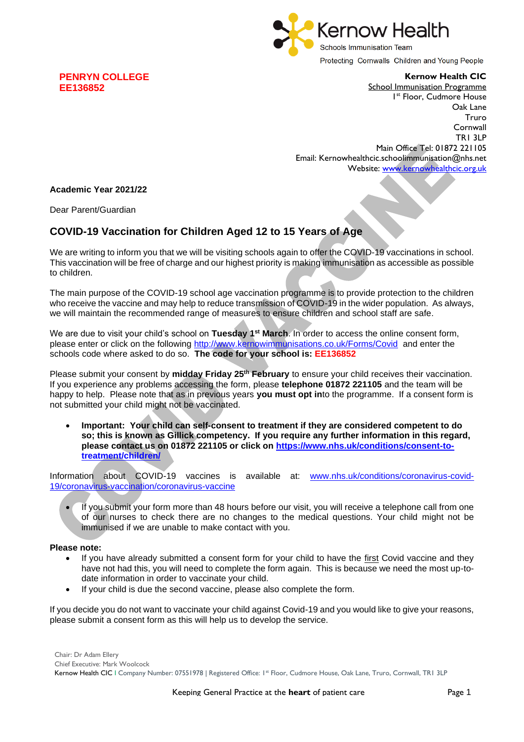Kernow Health
Schools Immunisation Team
Protecting Cornwalls Children and Young People

**PENRYN COLLEGE**
**EE136852**

**Kernow Health CIC**
School Immunisation Programme
1st Floor, Cudmore House
Oak Lane
Truro
Cornwall
TR1 3LP
Main Office Tel: 01872 221105
Email: Kernowhealthcic.schoolimmunisation@nhs.net
Website: www.kernowhealthcic.org.uk

**Academic Year 2021/22**

Dear Parent/Guardian

## COVID-19 Vaccination for Children Aged 12 to 15 Years of Age

We are writing to inform you that we will be visiting schools again to offer the COVID-19 vaccinations in school. This vaccination will be free of charge and our highest priority is making immunisation as accessible as possible to children.

The main purpose of the COVID-19 school age vaccination programme is to provide protection to the children who receive the vaccine and may help to reduce transmission of COVID-19 in the wider population. As always, we will maintain the recommended range of measures to ensure children and school staff are safe.

We are due to visit your child's school on **Tuesday 1st March**. In order to access the online consent form, please enter or click on the following http://www.kernowimmunisations.co.uk/Forms/Covid and enter the schools code where asked to do so. **The code for your school is: EE136852**

Please submit your consent by **midday Friday 25th February** to ensure your child receives their vaccination. If you experience any problems accessing the form, please **telephone 01872 221105** and the team will be happy to help. Please note that as in previous years **you must opt in**to the programme. If a consent form is not submitted your child might not be vaccinated.

- **Important: Your child can self-consent to treatment if they are considered competent to do so; this is known as Gillick competency. If you require any further information in this regard, please contact us on 01872 221105 or click on https://www.nhs.uk/conditions/consent-to-treatment/children/**

Information about COVID-19 vaccines is available at: www.nhs.uk/conditions/coronavirus-covid-19/coronavirus-vaccination/coronavirus-vaccine

- If you submit your form more than 48 hours before our visit, you will receive a telephone call from one of our nurses to check there are no changes to the medical questions. Your child might not be immunised if we are unable to make contact with you.

**Please note:**

- If you have already submitted a consent form for your child to have the first Covid vaccine and they have not had this, you will need to complete the form again. This is because we need the most up-to-date information in order to vaccinate your child.
- If your child is due the second vaccine, please also complete the form.

If you decide you do not want to vaccinate your child against Covid-19 and you would like to give your reasons, please submit a consent form as this will help us to develop the service.

Chair: Dr Adam Ellery
Chief Executive: Mark Woolcock
Kernow Health CIC | Company Number: 07551978 | Registered Office: 1st Floor, Cudmore House, Oak Lane, Truro, Cornwall, TR1 3LP

Keeping General Practice at the **heart** of patient care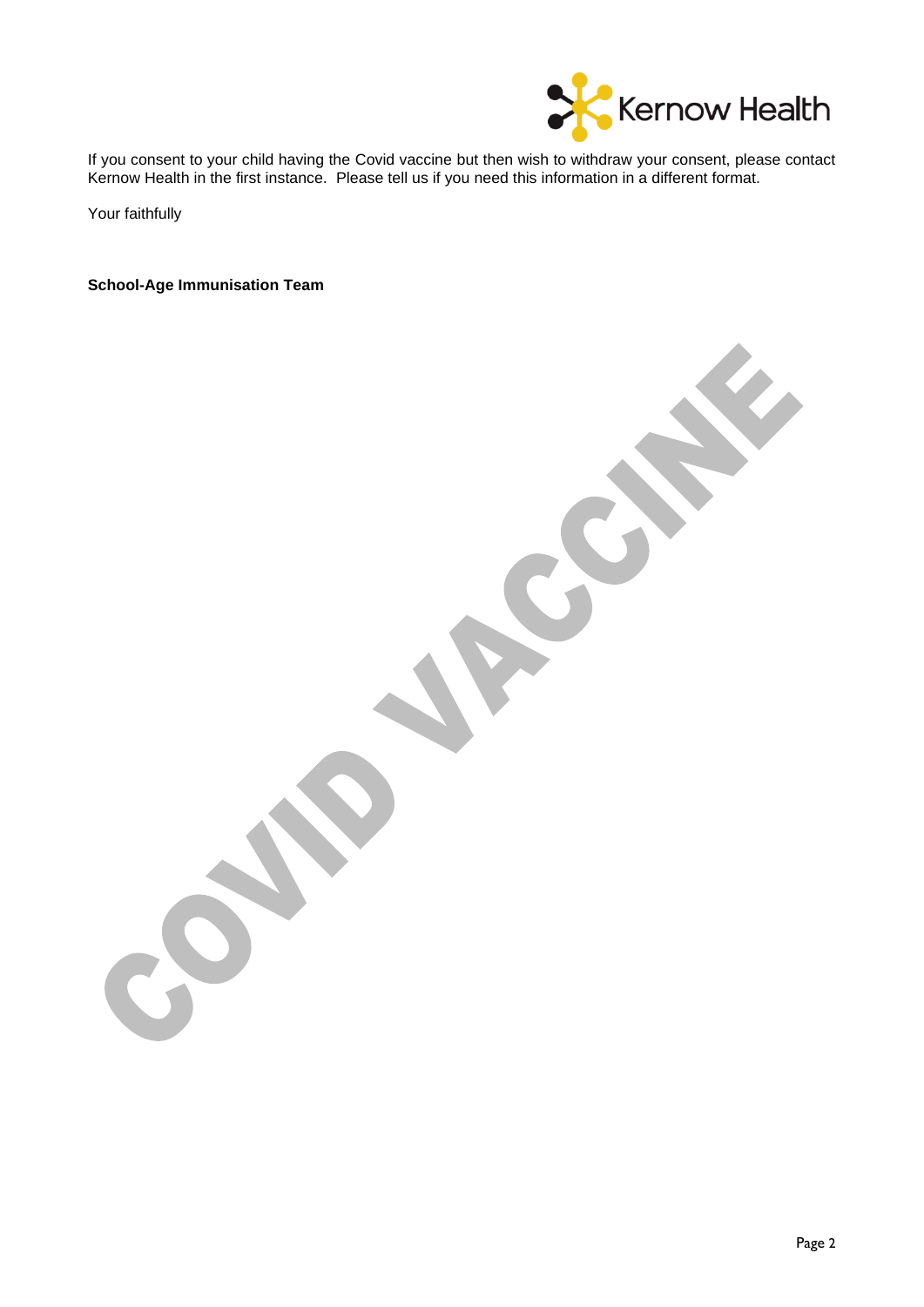If you consent to your child having the Covid vaccine but then wish to withdraw your consent, please contact Kernow Health in the first instance. Please tell us if you need this information in a different format.

Your faithfully

**School-Age Immunisation Team**